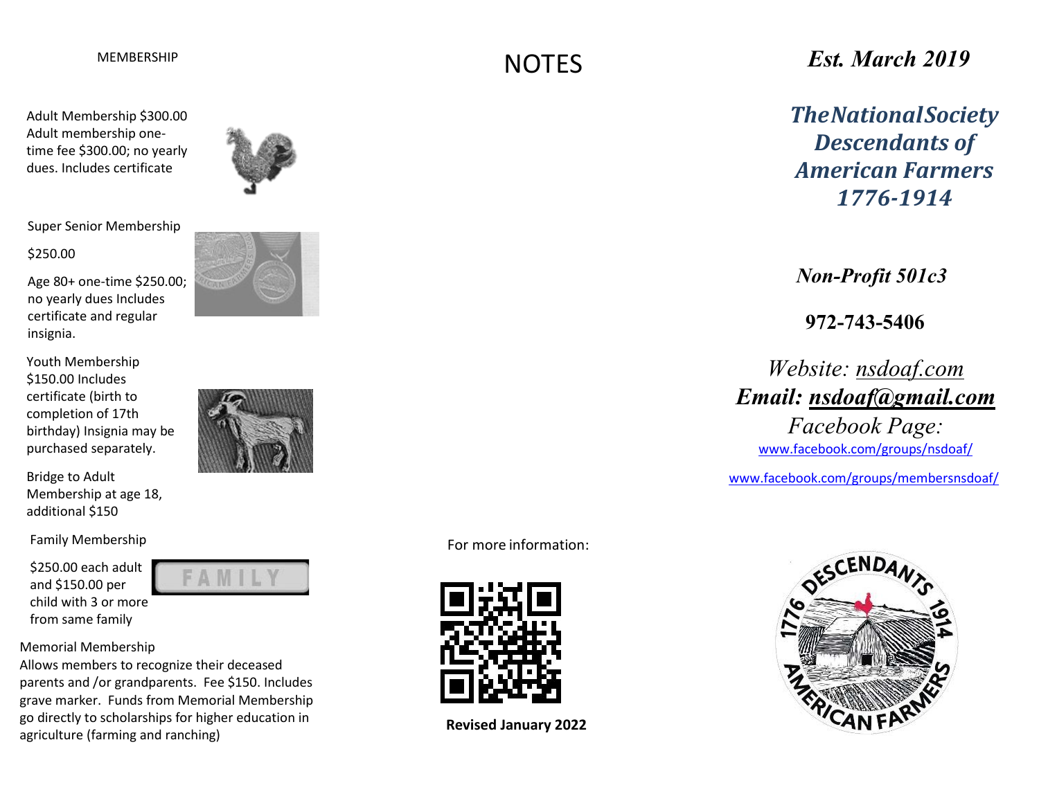## MEMBERSHIP

**Adult Membership $300.00**
Adult membership one-time fee $300.00; no yearly dues. Includes certificate

**Super Senior Membership**

$250.00

Age 80+ one-time $250.00; no yearly dues Includes certificate and regular insignia.

**Youth Membership**
$150.00 Includes certificate (birth to completion of 17th birthday) Insignia may be purchased separately.

Bridge to Adult Membership at age 18, additional $150

**Family Membership**

$250.00 each adult and $150.00 per child with 3 or more from same family

FAMILY

**Memorial Membership**
Allows members to recognize their deceased parents and /or grandparents. Fee $150. Includes grave marker. Funds from Memorial Membership go directly to scholarships for higher education in agriculture (farming and ranching)

## NOTES

For more information:

**Revised January 2022**

*Est. March 2019*

# *The National Society Descendants of American Farmers 1776-1914*

*Non-Profit 501c3*

**972-743-5406**

*Website: nsdoaf.com*

***Email: nsdoaf@gmail.com***

*Facebook Page:*
www.facebook.com/groups/nsdoaf/

www.facebook.com/groups/membersnsdoaf/

1776 DESCENDANTS 1914 AMERICAN FARMERS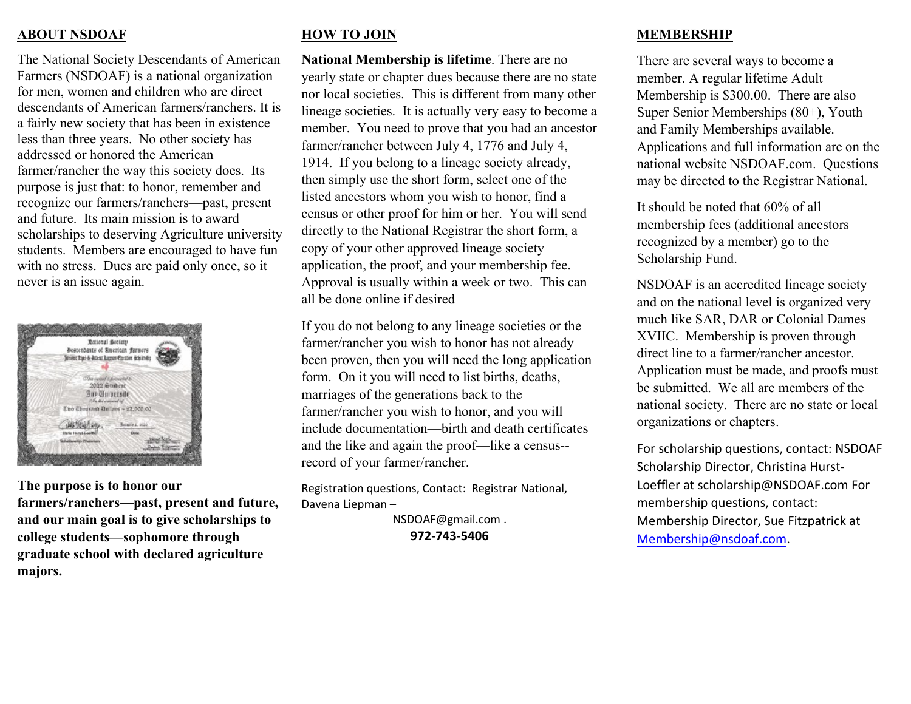## ABOUT NSDOAF

The National Society Descendants of American Farmers (NSDOAF) is a national organization for men, women and children who are direct descendants of American farmers/ranchers. It is a fairly new society that has been in existence less than three years. No other society has addressed or honored the American farmer/rancher the way this society does. Its purpose is just that: to honor, remember and recognize our farmers/ranchers—past, present and future. Its main mission is to award scholarships to deserving Agriculture university students. Members are encouraged to have fun with no stress. Dues are paid only once, so it never is an issue again.

**The purpose is to honor our farmers/ranchers—past, present and future, and our main goal is to give scholarships to college students—sophomore through graduate school with declared agriculture majors.**

## HOW TO JOIN

**National Membership is lifetime**. There are no yearly state or chapter dues because there are no state nor local societies. This is different from many other lineage societies. It is actually very easy to become a member. You need to prove that you had an ancestor farmer/rancher between July 4, 1776 and July 4, 1914. If you belong to a lineage society already, then simply use the short form, select one of the listed ancestors whom you wish to honor, find a census or other proof for him or her. You will send directly to the National Registrar the short form, a copy of your other approved lineage society application, the proof, and your membership fee. Approval is usually within a week or two. This can all be done online if desired

If you do not belong to any lineage societies or the farmer/rancher you wish to honor has not already been proven, then you will need the long application form. On it you will need to list births, deaths, marriages of the generations back to the farmer/rancher you wish to honor, and you will include documentation—birth and death certificates and the like and again the proof—like a census--record of your farmer/rancher.

Registration questions, Contact: Registrar National, Davena Liepman –

NSDOAF@gmail.com .

**972-743-5406**

## MEMBERSHIP

There are several ways to become a member. A regular lifetime Adult Membership is $300.00. There are also Super Senior Memberships (80+), Youth and Family Memberships available. Applications and full information are on the national website NSDOAF.com. Questions may be directed to the Registrar National.

It should be noted that 60% of all membership fees (additional ancestors recognized by a member) go to the Scholarship Fund.

NSDOAF is an accredited lineage society and on the national level is organized very much like SAR, DAR or Colonial Dames XVIIC. Membership is proven through direct line to a farmer/rancher ancestor. Application must be made, and proofs must be submitted. We all are members of the national society. There are no state or local organizations or chapters.

For scholarship questions, contact: NSDOAF Scholarship Director, Christina Hurst-Loeffler at scholarship@NSDOAF.com For membership questions, contact: Membership Director, Sue Fitzpatrick at Membership@nsdoaf.com.